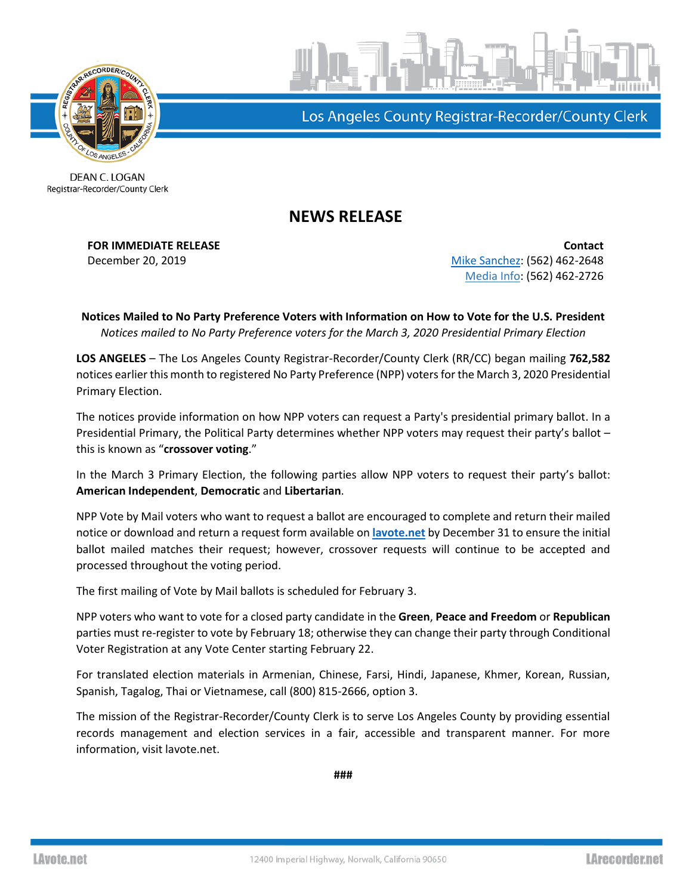Los Angeles County Registrar-Recorder/County Clerk

DEAN C. LOGAN
Registrar-Recorder/County Clerk

# NEWS RELEASE

**FOR IMMEDIATE RELEASE**
December 20, 2019

**Contact**
Mike Sanchez: (562) 462-2648
Media Info: (562) 462-2726

**Notices Mailed to No Party Preference Voters with Information on How to Vote for the U.S. President**
*Notices mailed to No Party Preference voters for the March 3, 2020 Presidential Primary Election*

**LOS ANGELES** – The Los Angeles County Registrar-Recorder/County Clerk (RR/CC) began mailing **762,582** notices earlier this month to registered No Party Preference (NPP) voters for the March 3, 2020 Presidential Primary Election.

The notices provide information on how NPP voters can request a Party's presidential primary ballot. In a Presidential Primary, the Political Party determines whether NPP voters may request their party's ballot – this is known as "**crossover voting**."

In the March 3 Primary Election, the following parties allow NPP voters to request their party's ballot: **American Independent**, **Democratic** and **Libertarian**.

NPP Vote by Mail voters who want to request a ballot are encouraged to complete and return their mailed notice or download and return a request form available on **lavote.net** by December 31 to ensure the initial ballot mailed matches their request; however, crossover requests will continue to be accepted and processed throughout the voting period.

The first mailing of Vote by Mail ballots is scheduled for February 3.

NPP voters who want to vote for a closed party candidate in the **Green**, **Peace and Freedom** or **Republican** parties must re-register to vote by February 18; otherwise they can change their party through Conditional Voter Registration at any Vote Center starting February 22.

For translated election materials in Armenian, Chinese, Farsi, Hindi, Japanese, Khmer, Korean, Russian, Spanish, Tagalog, Thai or Vietnamese, call (800) 815-2666, option 3.

The mission of the Registrar-Recorder/County Clerk is to serve Los Angeles County by providing essential records management and election services in a fair, accessible and transparent manner. For more information, visit lavote.net.

###

LAvote.net 12400 Imperial Highway, Norwalk, California 90650 LArecorder.net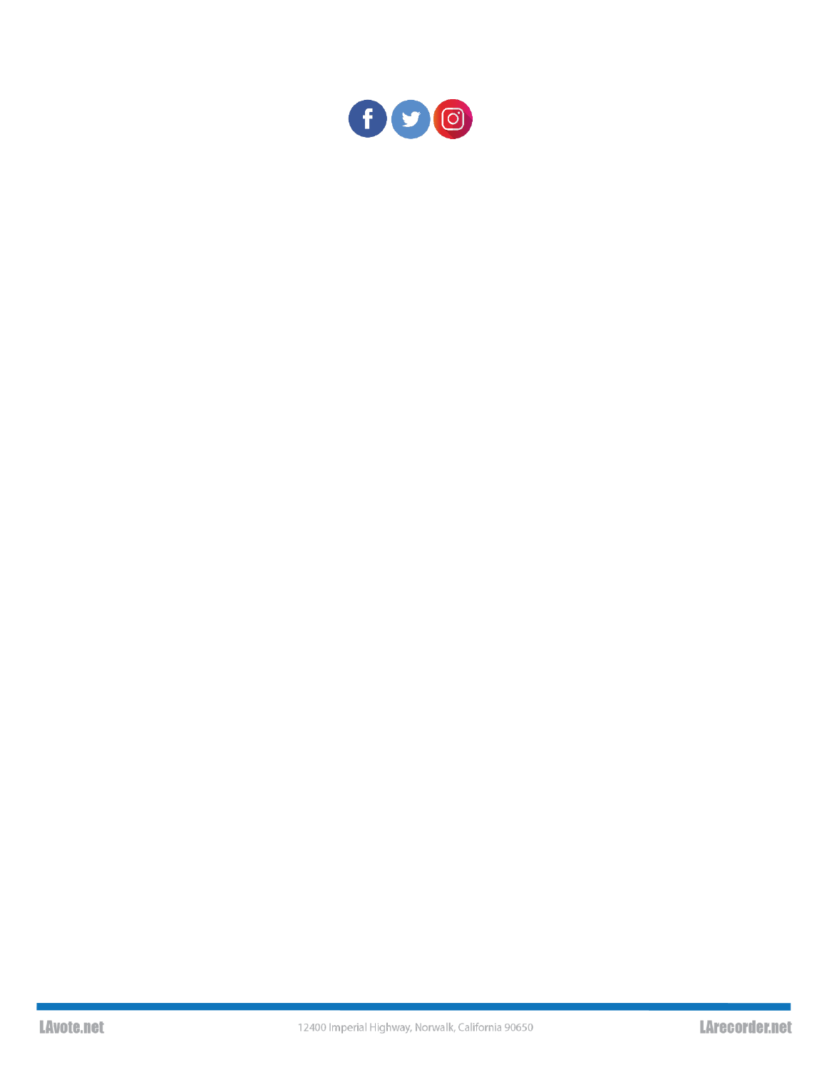LAvote.net

12400 Imperial Highway, Norwalk, California 90650

LArecorder.net